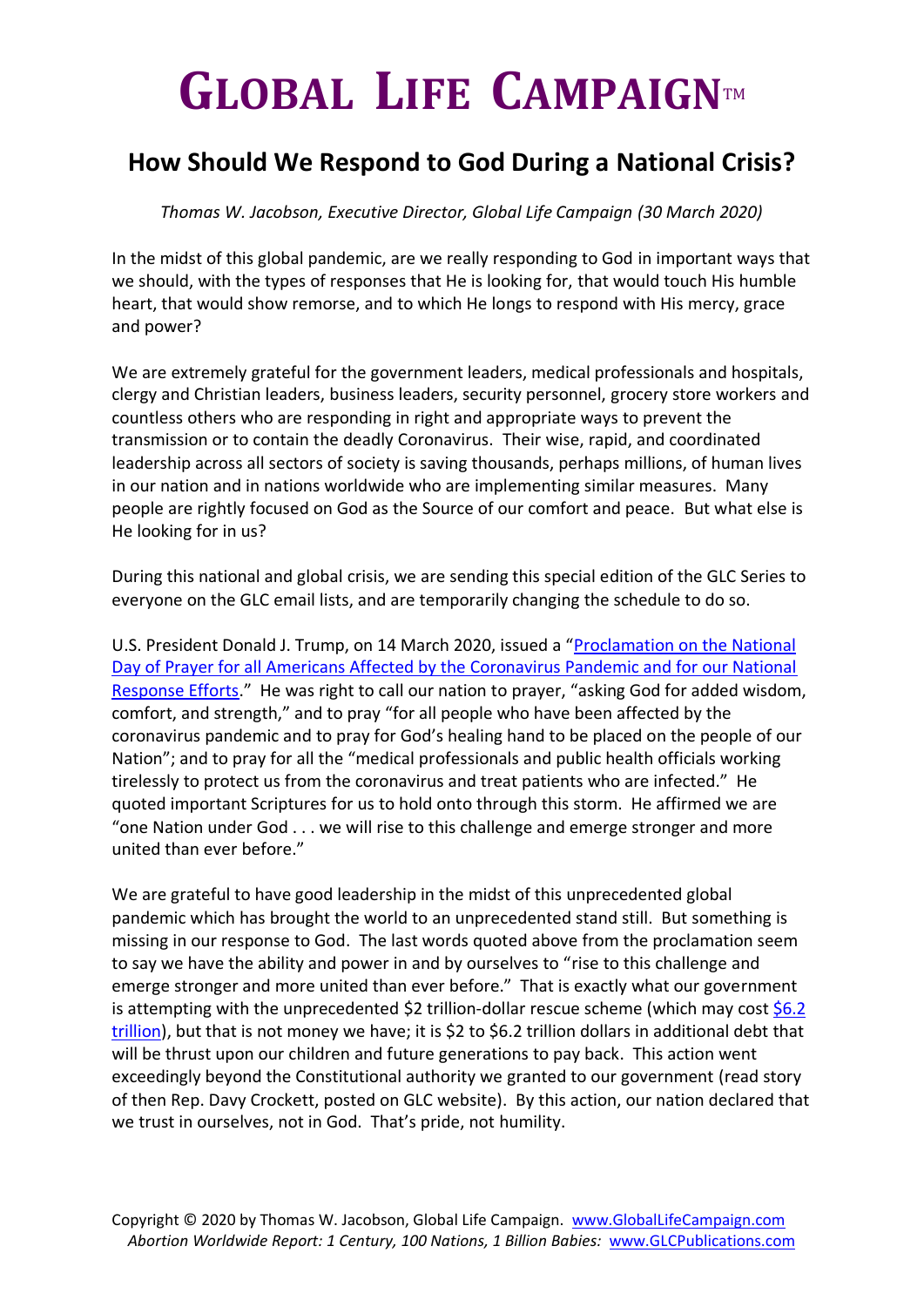# GLOBAL LIFE CAMPAIGN™

## How Should We Respond to God During a National Crisis?

*Thomas W. Jacobson, Executive Director, Global Life Campaign (30 March 2020)*

In the midst of this global pandemic, are we really responding to God in important ways that we should, with the types of responses that He is looking for, that would touch His humble heart, that would show remorse, and to which He longs to respond with His mercy, grace and power?

We are extremely grateful for the government leaders, medical professionals and hospitals, clergy and Christian leaders, business leaders, security personnel, grocery store workers and countless others who are responding in right and appropriate ways to prevent the transmission or to contain the deadly Coronavirus. Their wise, rapid, and coordinated leadership across all sectors of society is saving thousands, perhaps millions, of human lives in our nation and in nations worldwide who are implementing similar measures. Many people are rightly focused on God as the Source of our comfort and peace. But what else is He looking for in us?

During this national and global crisis, we are sending this special edition of the GLC Series to everyone on the GLC email lists, and are temporarily changing the schedule to do so.

U.S. President Donald J. Trump, on 14 March 2020, issued a "Proclamation on the National Day of Prayer for all Americans Affected by the Coronavirus Pandemic and for our National Response Efforts." He was right to call our nation to prayer, "asking God for added wisdom, comfort, and strength," and to pray "for all people who have been affected by the coronavirus pandemic and to pray for God's healing hand to be placed on the people of our Nation"; and to pray for all the "medical professionals and public health officials working tirelessly to protect us from the coronavirus and treat patients who are infected." He quoted important Scriptures for us to hold onto through this storm. He affirmed we are "one Nation under God . . . we will rise to this challenge and emerge stronger and more united than ever before."

We are grateful to have good leadership in the midst of this unprecedented global pandemic which has brought the world to an unprecedented stand still. But something is missing in our response to God. The last words quoted above from the proclamation seem to say we have the ability and power in and by ourselves to "rise to this challenge and emerge stronger and more united than ever before." That is exactly what our government is attempting with the unprecedented $2 trillion-dollar rescue scheme (which may cost $6.2 trillion), but that is not money we have; it is $2 to $6.2 trillion dollars in additional debt that will be thrust upon our children and future generations to pay back. This action went exceedingly beyond the Constitutional authority we granted to our government (read story of then Rep. Davy Crockett, posted on GLC website). By this action, our nation declared that we trust in ourselves, not in God. That's pride, not humility.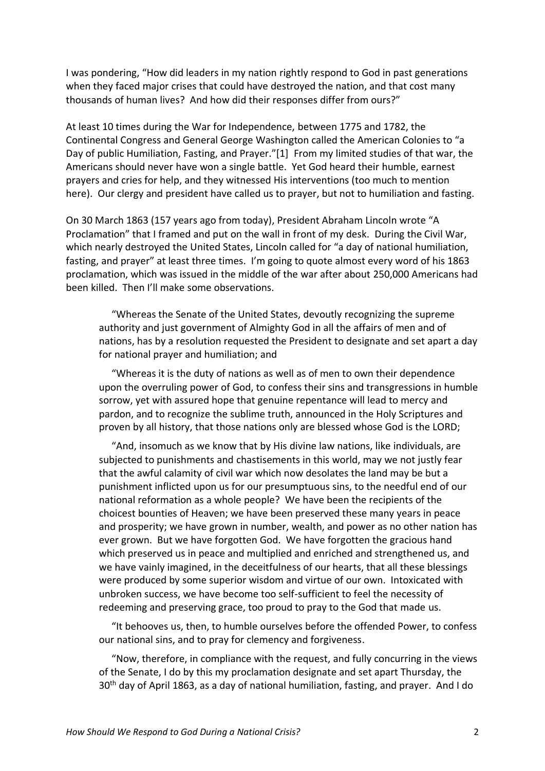I was pondering, "How did leaders in my nation rightly respond to God in past generations when they faced major crises that could have destroyed the nation, and that cost many thousands of human lives? And how did their responses differ from ours?"

At least 10 times during the War for Independence, between 1775 and 1782, the Continental Congress and General George Washington called the American Colonies to "a Day of public Humiliation, Fasting, and Prayer."[1] From my limited studies of that war, the Americans should never have won a single battle. Yet God heard their humble, earnest prayers and cries for help, and they witnessed His interventions (too much to mention here). Our clergy and president have called us to prayer, but not to humiliation and fasting.

On 30 March 1863 (157 years ago from today), President Abraham Lincoln wrote "A Proclamation" that I framed and put on the wall in front of my desk. During the Civil War, which nearly destroyed the United States, Lincoln called for "a day of national humiliation, fasting, and prayer" at least three times. I'm going to quote almost every word of his 1863 proclamation, which was issued in the middle of the war after about 250,000 Americans had been killed. Then I'll make some observations.

> "Whereas the Senate of the United States, devoutly recognizing the supreme authority and just government of Almighty God in all the affairs of men and of nations, has by a resolution requested the President to designate and set apart a day for national prayer and humiliation; and
>
> "Whereas it is the duty of nations as well as of men to own their dependence upon the overruling power of God, to confess their sins and transgressions in humble sorrow, yet with assured hope that genuine repentance will lead to mercy and pardon, and to recognize the sublime truth, announced in the Holy Scriptures and proven by all history, that those nations only are blessed whose God is the LORD;
>
> "And, insomuch as we know that by His divine law nations, like individuals, are subjected to punishments and chastisements in this world, may we not justly fear that the awful calamity of civil war which now desolates the land may be but a punishment inflicted upon us for our presumptuous sins, to the needful end of our national reformation as a whole people? We have been the recipients of the choicest bounties of Heaven; we have been preserved these many years in peace and prosperity; we have grown in number, wealth, and power as no other nation has ever grown. But we have forgotten God. We have forgotten the gracious hand which preserved us in peace and multiplied and enriched and strengthened us, and we have vainly imagined, in the deceitfulness of our hearts, that all these blessings were produced by some superior wisdom and virtue of our own. Intoxicated with unbroken success, we have become too self-sufficient to feel the necessity of redeeming and preserving grace, too proud to pray to the God that made us.
>
> "It behooves us, then, to humble ourselves before the offended Power, to confess our national sins, and to pray for clemency and forgiveness.
>
> "Now, therefore, in compliance with the request, and fully concurring in the views of the Senate, I do by this my proclamation designate and set apart Thursday, the 30th day of April 1863, as a day of national humiliation, fasting, and prayer. And I do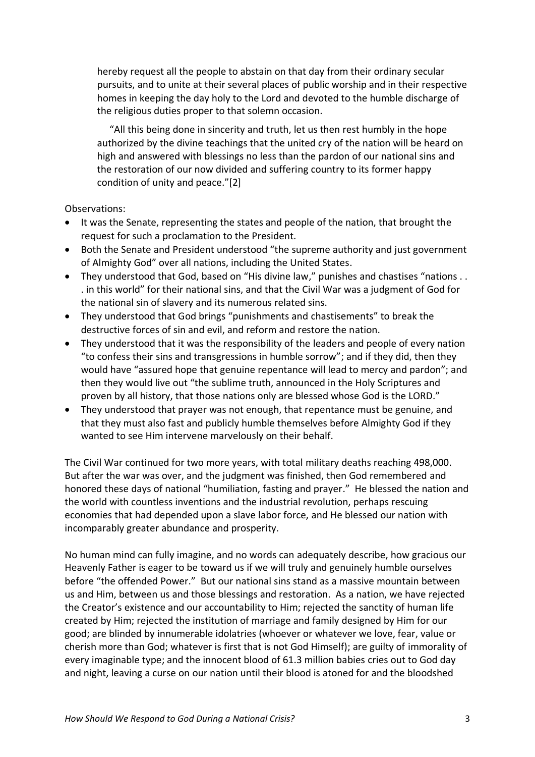hereby request all the people to abstain on that day from their ordinary secular pursuits, and to unite at their several places of public worship and in their respective homes in keeping the day holy to the Lord and devoted to the humble discharge of the religious duties proper to that solemn occasion.

"All this being done in sincerity and truth, let us then rest humbly in the hope authorized by the divine teachings that the united cry of the nation will be heard on high and answered with blessings no less than the pardon of our national sins and the restoration of our now divided and suffering country to its former happy condition of unity and peace."[2]

Observations:

- It was the Senate, representing the states and people of the nation, that brought the request for such a proclamation to the President.
- Both the Senate and President understood "the supreme authority and just government of Almighty God" over all nations, including the United States.
- They understood that God, based on "His divine law," punishes and chastises "nations . . . in this world" for their national sins, and that the Civil War was a judgment of God for the national sin of slavery and its numerous related sins.
- They understood that God brings "punishments and chastisements" to break the destructive forces of sin and evil, and reform and restore the nation.
- They understood that it was the responsibility of the leaders and people of every nation "to confess their sins and transgressions in humble sorrow"; and if they did, then they would have "assured hope that genuine repentance will lead to mercy and pardon"; and then they would live out "the sublime truth, announced in the Holy Scriptures and proven by all history, that those nations only are blessed whose God is the LORD."
- They understood that prayer was not enough, that repentance must be genuine, and that they must also fast and publicly humble themselves before Almighty God if they wanted to see Him intervene marvelously on their behalf.

The Civil War continued for two more years, with total military deaths reaching 498,000. But after the war was over, and the judgment was finished, then God remembered and honored these days of national "humiliation, fasting and prayer." He blessed the nation and the world with countless inventions and the industrial revolution, perhaps rescuing economies that had depended upon a slave labor force, and He blessed our nation with incomparably greater abundance and prosperity.

No human mind can fully imagine, and no words can adequately describe, how gracious our Heavenly Father is eager to be toward us if we will truly and genuinely humble ourselves before "the offended Power." But our national sins stand as a massive mountain between us and Him, between us and those blessings and restoration. As a nation, we have rejected the Creator's existence and our accountability to Him; rejected the sanctity of human life created by Him; rejected the institution of marriage and family designed by Him for our good; are blinded by innumerable idolatries (whoever or whatever we love, fear, value or cherish more than God; whatever is first that is not God Himself); are guilty of immorality of every imaginable type; and the innocent blood of 61.3 million babies cries out to God day and night, leaving a curse on our nation until their blood is atoned for and the bloodshed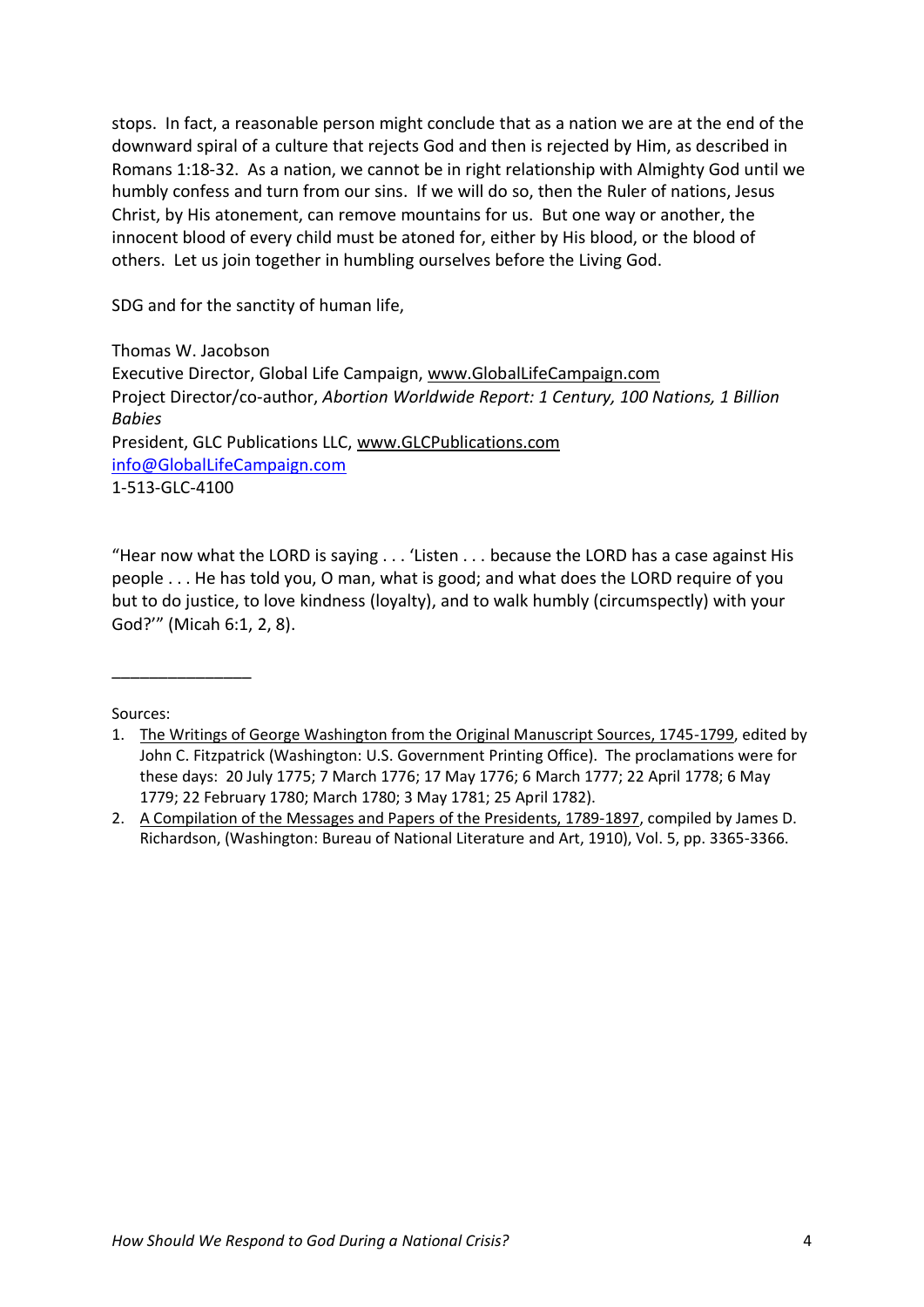stops. In fact, a reasonable person might conclude that as a nation we are at the end of the downward spiral of a culture that rejects God and then is rejected by Him, as described in Romans 1:18-32. As a nation, we cannot be in right relationship with Almighty God until we humbly confess and turn from our sins. If we will do so, then the Ruler of nations, Jesus Christ, by His atonement, can remove mountains for us. But one way or another, the innocent blood of every child must be atoned for, either by His blood, or the blood of others. Let us join together in humbling ourselves before the Living God.

SDG and for the sanctity of human life,

Thomas W. Jacobson
Executive Director, Global Life Campaign, www.GlobalLifeCampaign.com
Project Director/co-author, *Abortion Worldwide Report: 1 Century, 100 Nations, 1 Billion Babies*
President, GLC Publications LLC, www.GLCPublications.com
info@GlobalLifeCampaign.com
1-513-GLC-4100

"Hear now what the LORD is saying . . . 'Listen . . . because the LORD has a case against His people . . . He has told you, O man, what is good; and what does the LORD require of you but to do justice, to love kindness (loyalty), and to walk humbly (circumspectly) with your God?'" (Micah 6:1, 2, 8).

_______________

Sources:

1. The Writings of George Washington from the Original Manuscript Sources, 1745-1799, edited by John C. Fitzpatrick (Washington: U.S. Government Printing Office). The proclamations were for these days: 20 July 1775; 7 March 1776; 17 May 1776; 6 March 1777; 22 April 1778; 6 May 1779; 22 February 1780; March 1780; 3 May 1781; 25 April 1782).
2. A Compilation of the Messages and Papers of the Presidents, 1789-1897, compiled by James D. Richardson, (Washington: Bureau of National Literature and Art, 1910), Vol. 5, pp. 3365-3366.